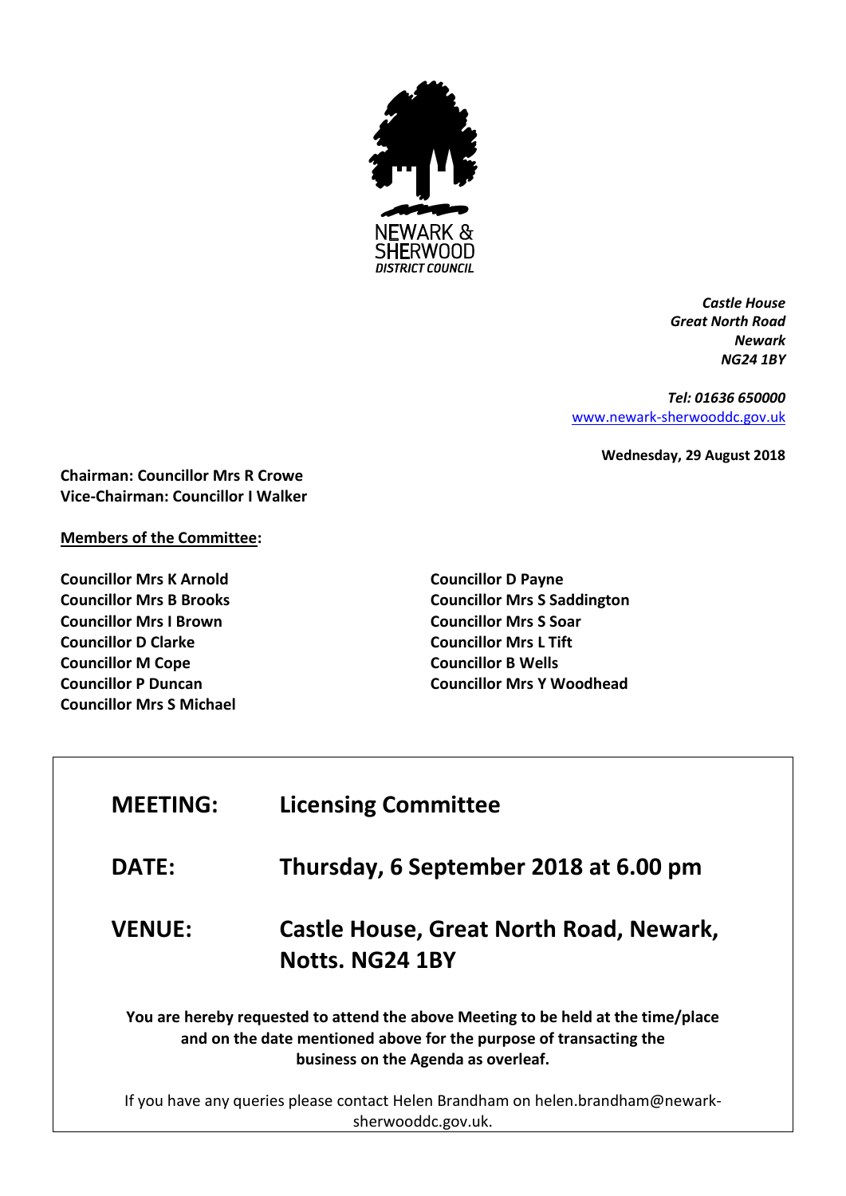NEWARK & SHERWOOD DISTRICT COUNCIL

*Castle House*
*Great North Road*
*Newark*
*NG24 1BY*

*Tel: 01636 650000*
[www.newark-sherwooddc.gov.uk](www.newark-sherwooddc.gov.uk)

**Wednesday, 29 August 2018**

**Chairman: Councillor Mrs R Crowe**
**Vice-Chairman: Councillor I Walker**

**Members of the Committee:**

**Councillor Mrs K Arnold**
**Councillor Mrs B Brooks**
**Councillor Mrs I Brown**
**Councillor D Clarke**
**Councillor M Cope**
**Councillor P Duncan**
**Councillor Mrs S Michael**
**Councillor D Payne**
**Councillor Mrs S Saddington**
**Councillor Mrs S Soar**
**Councillor Mrs L Tift**
**Councillor B Wells**
**Councillor Mrs Y Woodhead**

| | |
|---|---|
| **MEETING:** | **Licensing Committee** |
| **DATE:** | **Thursday, 6 September 2018 at 6.00 pm** |
| **VENUE:** | **Castle House, Great North Road, Newark, Notts. NG24 1BY** |

**You are hereby requested to attend the above Meeting to be held at the time/place and on the date mentioned above for the purpose of transacting the business on the Agenda as overleaf.**

If you have any queries please contact Helen Brandham on helen.brandham@newark-sherwooddc.gov.uk.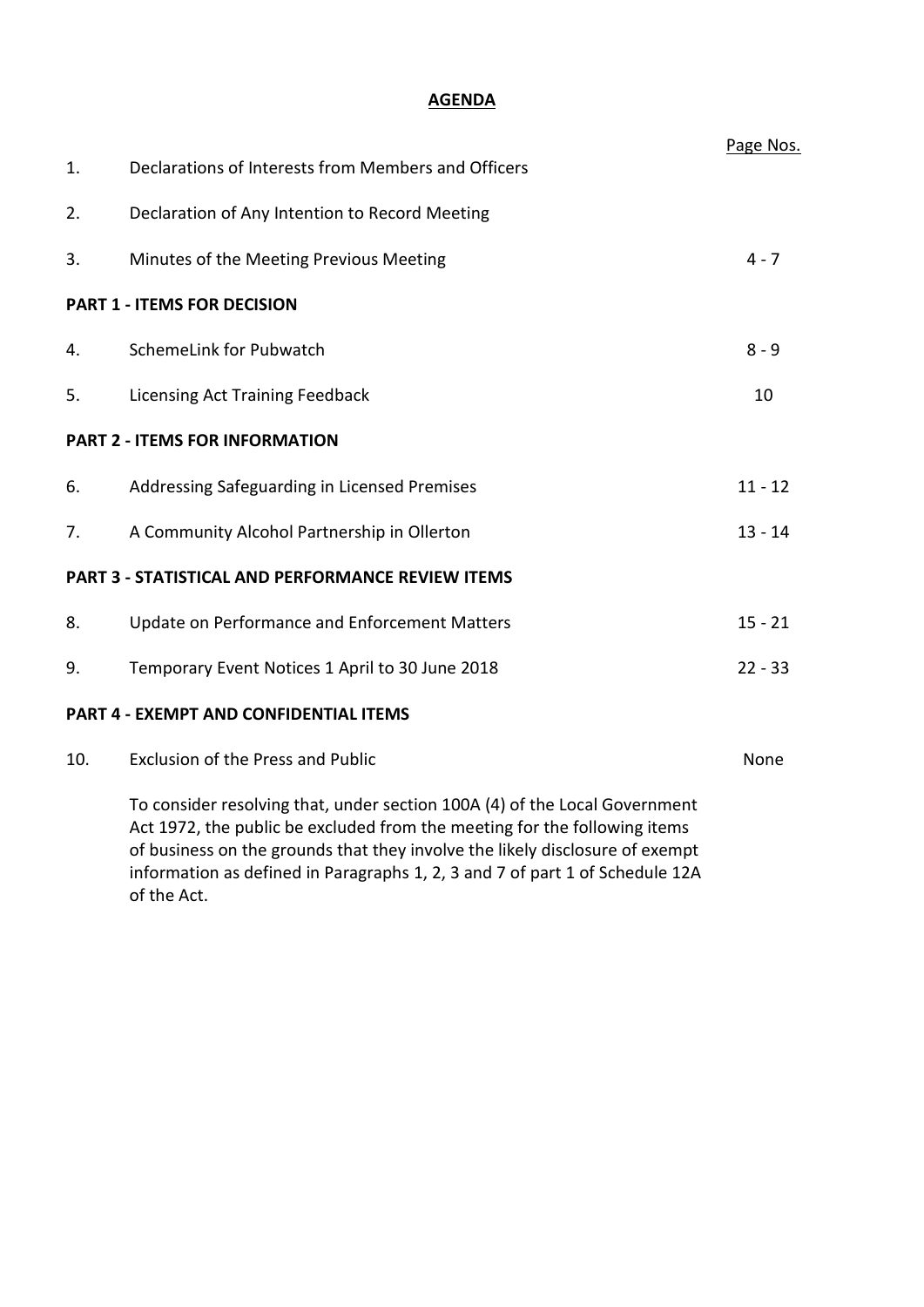# AGENDA

| | | Page Nos. |
|---|---|---|
| 1. | Declarations of Interests from Members and Officers | |
| 2. | Declaration of Any Intention to Record Meeting | |
| 3. | Minutes of the Meeting Previous Meeting | 4 - 7 |
| **PART 1 - ITEMS FOR DECISION** | | |
| 4. | SchemeLink for Pubwatch | 8 - 9 |
| 5. | Licensing Act Training Feedback | 10 |
| **PART 2 - ITEMS FOR INFORMATION** | | |
| 6. | Addressing Safeguarding in Licensed Premises | 11 - 12 |
| 7. | A Community Alcohol Partnership in Ollerton | 13 - 14 |
| **PART 3 - STATISTICAL AND PERFORMANCE REVIEW ITEMS** | | |
| 8. | Update on Performance and Enforcement Matters | 15 - 21 |
| 9. | Temporary Event Notices 1 April to 30 June 2018 | 22 - 33 |
| **PART 4 - EXEMPT AND CONFIDENTIAL ITEMS** | | |
| 10. | Exclusion of the Press and Public | None |

To consider resolving that, under section 100A (4) of the Local Government Act 1972, the public be excluded from the meeting for the following items of business on the grounds that they involve the likely disclosure of exempt information as defined in Paragraphs 1, 2, 3 and 7 of part 1 of Schedule 12A of the Act.